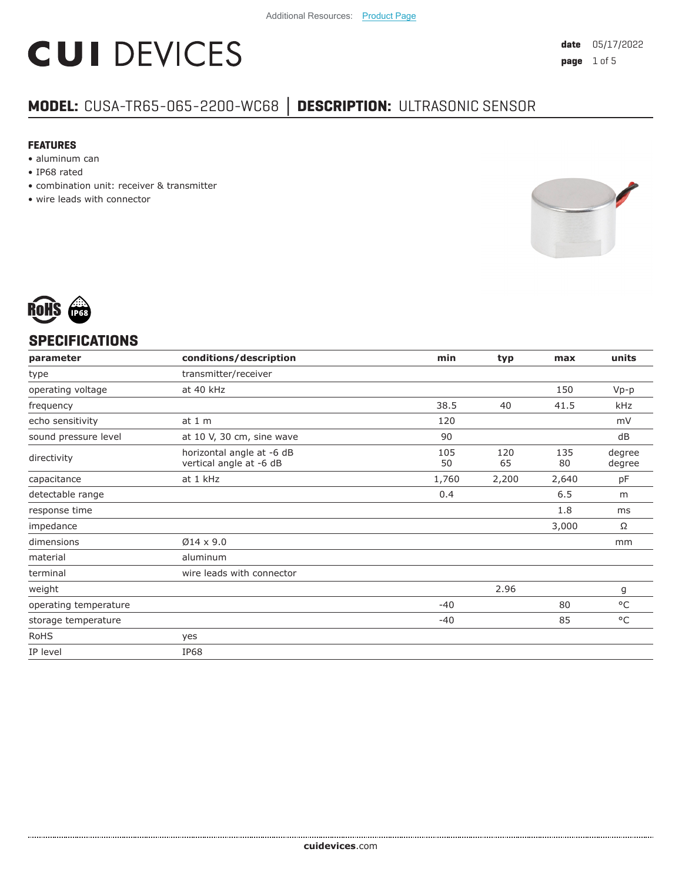Additional Resources: Product Page

# CUI DEVICES

date 05/17/2022

## MODEL: CUSA-TR65-065-2200-WC68 │ DESCRIPTION: ULTRASONIC SENSOR

### FEATURES

- aluminum can
- IP68 rated
- combination unit: receiver & transmitter
- wire leads with connector

## SPECIFICATIONS

| parameter | conditions/description | min | typ | max | units |
|---|---|---|---|---|---|
| type | transmitter/receiver | | | | |
| operating voltage | at 40 kHz | | | 150 | Vp-p |
| frequency | | 38.5 | 40 | 41.5 | kHz |
| echo sensitivity | at 1 m | 120 | | | mV |
| sound pressure level | at 10 V, 30 cm, sine wave | 90 | | | dB |
| directivity | horizontal angle at -6 dB<br>vertical angle at -6 dB | 105<br>50 | 120<br>65 | 135<br>80 | degree<br>degree |
| capacitance | at 1 kHz | 1,760 | 2,200 | 2,640 | pF |
| detectable range | | 0.4 | | 6.5 | m |
| response time | | | | 1.8 | ms |
| impedance | | | | 3,000 | Ω |
| dimensions | Ø14 x 9.0 | | | | mm |
| material | aluminum | | | | |
| terminal | wire leads with connector | | | | |
| weight | | | 2.96 | | g |
| operating temperature | | -40 | | 80 | °C |
| storage temperature | | -40 | | 85 | °C |
| RoHS | yes | | | | |
| IP level | IP68 | | | | |

cuidevices.com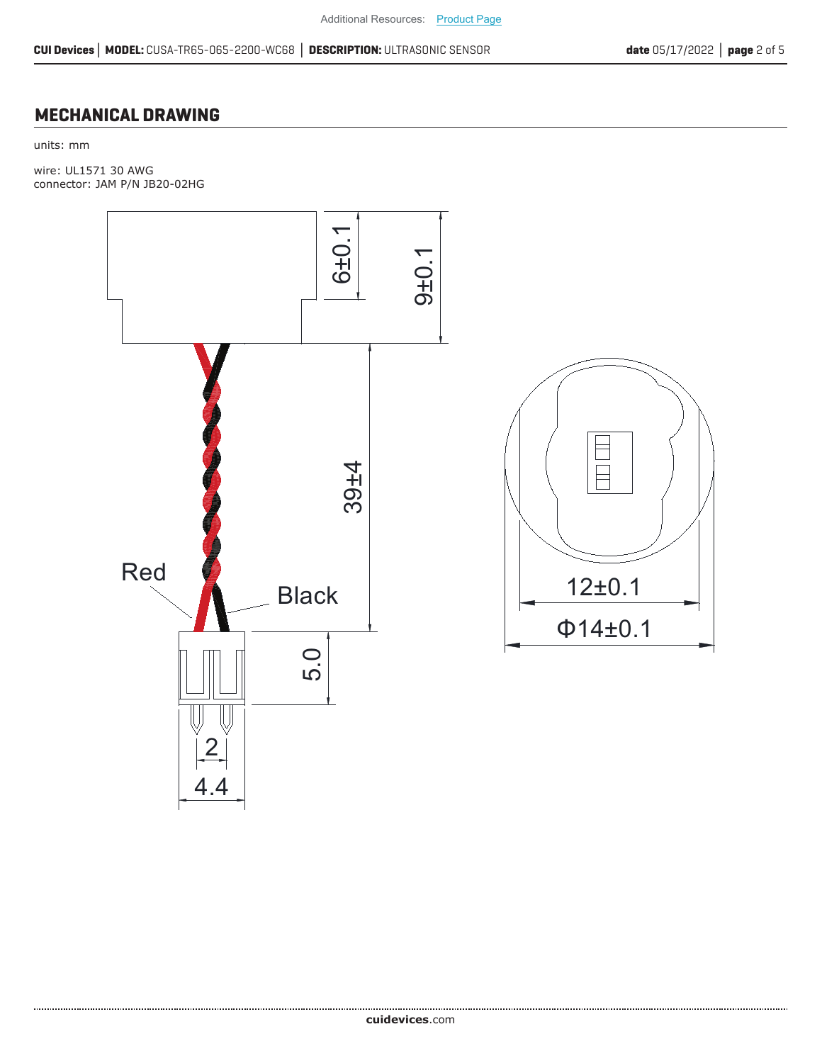## MECHANICAL DRAWING

units: mm

wire: UL1571 30 AWG
connector: JAM P/N JB20-02HG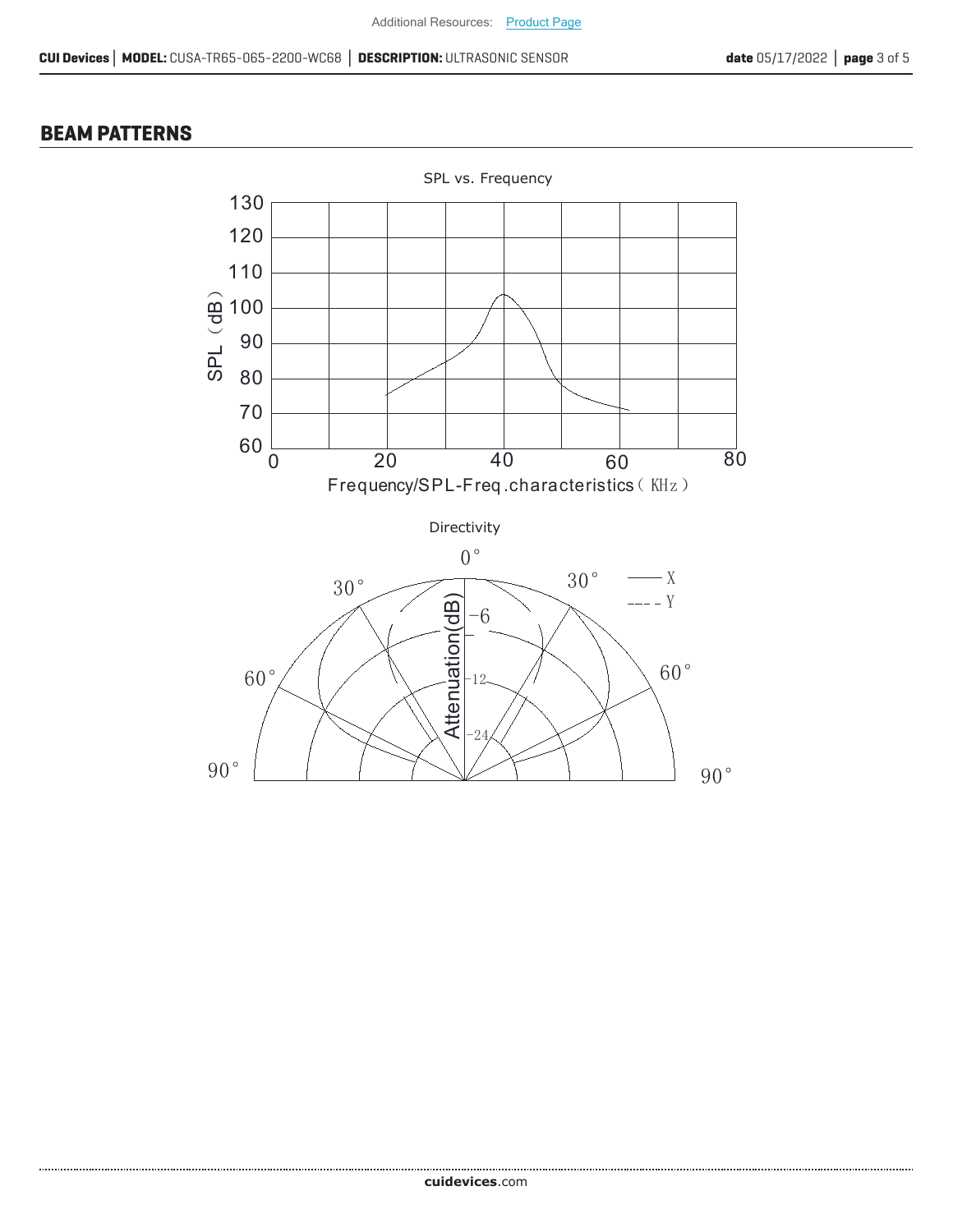## BEAM PATTERNS

SPL vs. Frequency

130
120
110
100
90
80
70
60

SPL（dB）

0 20 40 60 80

Frequency/SPL-Freq.characteristics（KHz）

Directivity

0°
30° 30°
60° 60°
90° 90°

—— X
---- Y

Attenuation(dB)
-6
-12
-24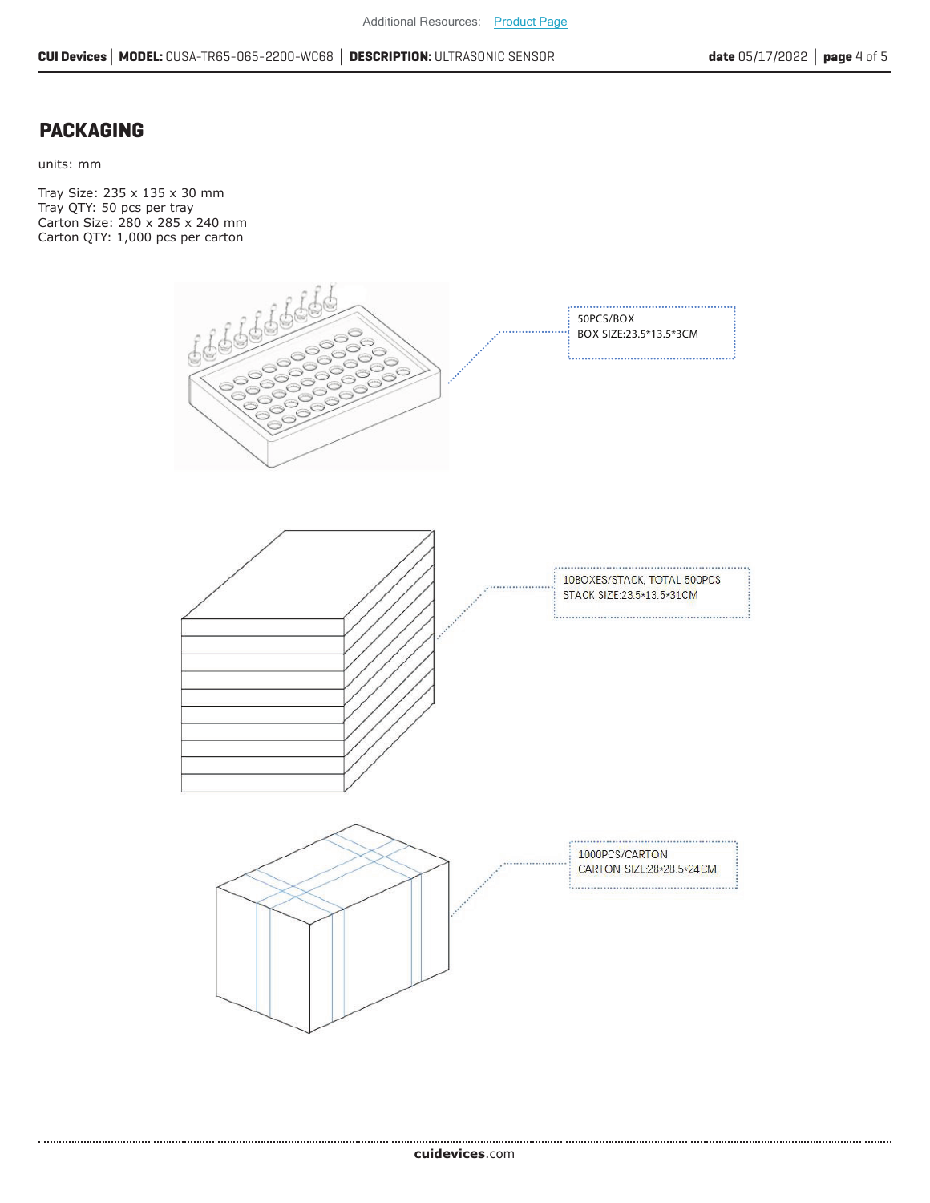## PACKAGING

units: mm

Tray Size: 235 x 135 x 30 mm
Tray QTY: 50 pcs per tray
Carton Size: 280 x 285 x 240 mm
Carton QTY: 1,000 pcs per carton

50PCS/BOX
BOX SIZE:23.5*13.5*3CM

10BOXES/STACK, TOTAL 500PCS
STACK SIZE:23.5*13.5*31CM

1000PCS/CARTON
CARTON SIZE:28*28.5*24CM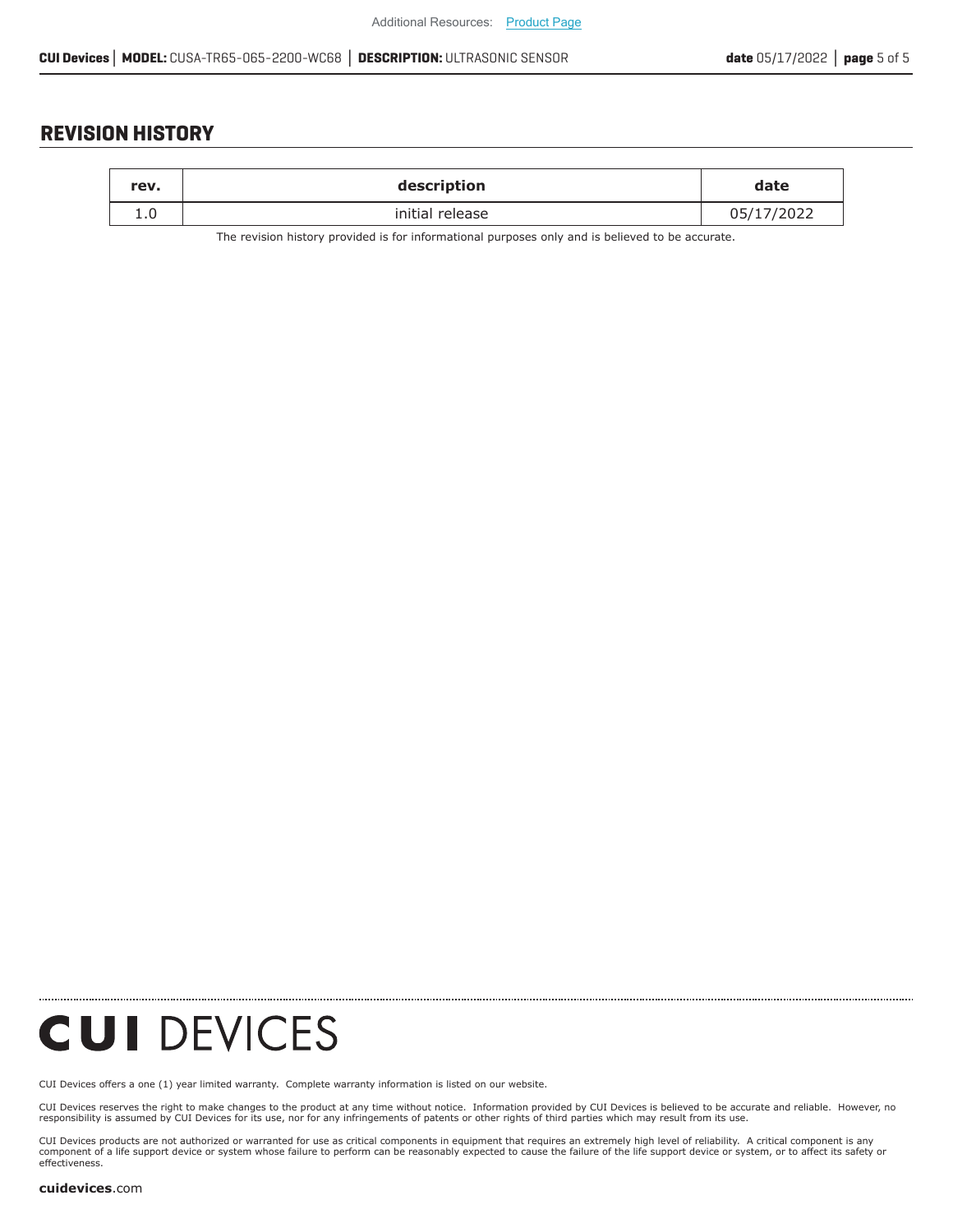## REVISION HISTORY

| rev. | description | date |
| --- | --- | --- |
| 1.0 | initial release | 05/17/2022 |

The revision history provided is for informational purposes only and is believed to be accurate.

**CUI DEVICES**

CUI Devices offers a one (1) year limited warranty. Complete warranty information is listed on our website.

CUI Devices reserves the right to make changes to the product at any time without notice. Information provided by CUI Devices is believed to be accurate and reliable. However, no responsibility is assumed by CUI Devices for its use, nor for any infringements of patents or other rights of third parties which may result from its use.

CUI Devices products are not authorized or warranted for use as critical components in equipment that requires an extremely high level of reliability. A critical component is any component of a life support device or system whose failure to perform can be reasonably expected to cause the failure of the life support device or system, or to affect its safety or effectiveness.

**cuidevices**.com